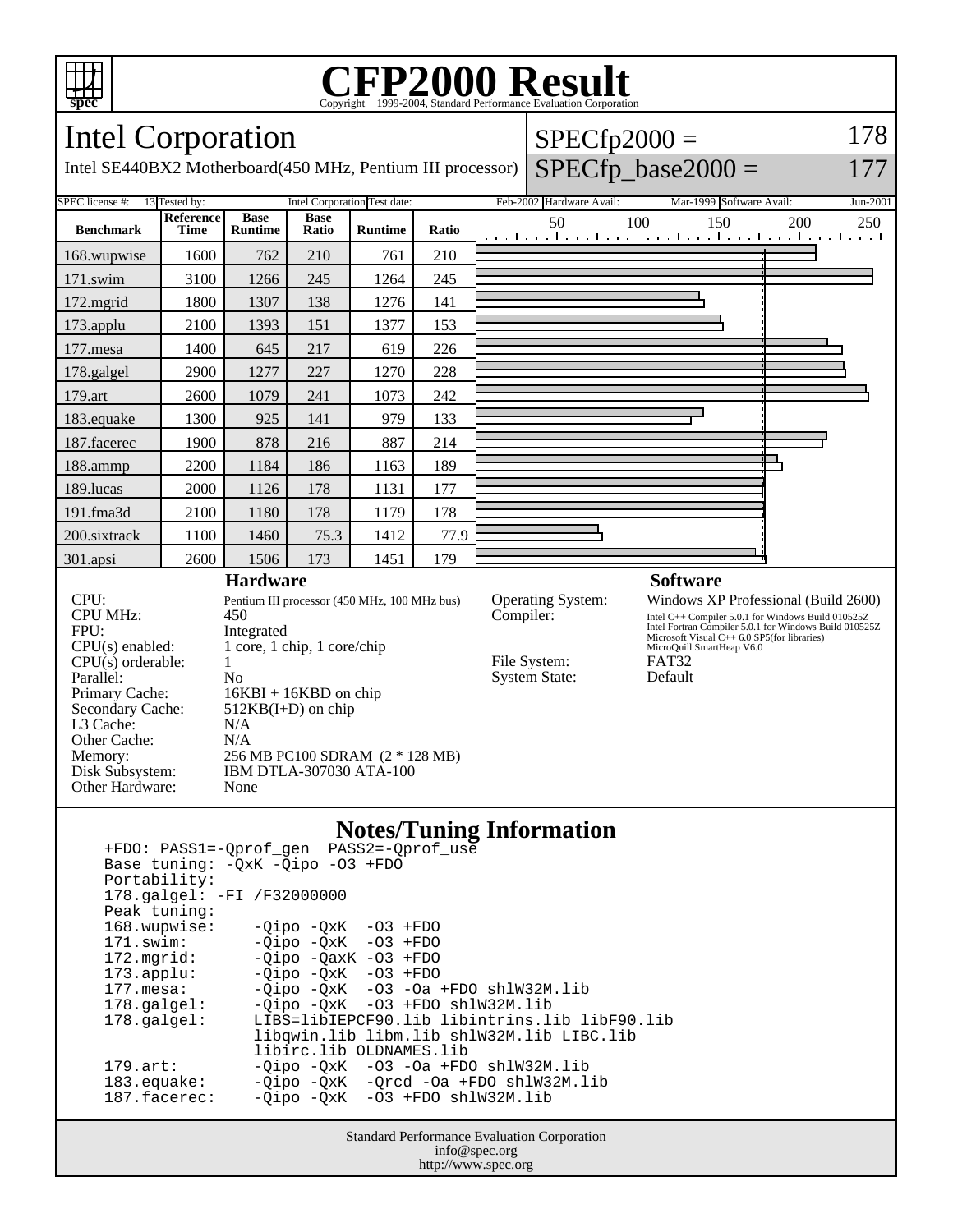# CFP2000 Result

Copyright 1999-2004, Standard Performance Evaluation Corporation

## Intel Corporation

Intel SE440BX2 Motherboard(450 MHz, Pentium III processor)

SPECfp2000 = 178

SPECfp_base2000 = 177

SPEC license #: 13 | Tested by: Intel Corporation | Test date: Feb-2002 | Hardware Avail: Mar-1999 | Software Avail: Jun-2001

| Benchmark | Reference Time | Base Runtime | Base Ratio | Runtime | Ratio |
|---|---|---|---|---|---|
| 168.wupwise | 1600 | 762 | 210 | 761 | 210 |
| 171.swim | 3100 | 1266 | 245 | 1264 | 245 |
| 172.mgrid | 1800 | 1307 | 138 | 1276 | 141 |
| 173.applu | 2100 | 1393 | 151 | 1377 | 153 |
| 177.mesa | 1400 | 645 | 217 | 619 | 226 |
| 178.galgel | 2900 | 1277 | 227 | 1270 | 228 |
| 179.art | 2600 | 1079 | 241 | 1073 | 242 |
| 183.equake | 1300 | 925 | 141 | 979 | 133 |
| 187.facerec | 1900 | 878 | 216 | 887 | 214 |
| 188.ammp | 2200 | 1184 | 186 | 1163 | 189 |
| 189.lucas | 2000 | 1126 | 178 | 1131 | 177 |
| 191.fma3d | 2100 | 1180 | 178 | 1179 | 178 |
| 200.sixtrack | 1100 | 1460 | 75.3 | 1412 | 77.9 |
| 301.apsi | 2600 | 1506 | 173 | 1451 | 179 |

### Hardware

| | |
|---|---|
| CPU: | Pentium III processor (450 MHz, 100 MHz bus) |
| CPU MHz: | 450 |
| FPU: | Integrated |
| CPU(s) enabled: | 1 core, 1 chip, 1 core/chip |
| CPU(s) orderable: | 1 |
| Parallel: | No |
| Primary Cache: | 16KBI + 16KBD on chip |
| Secondary Cache: | 512KB(I+D) on chip |
| L3 Cache: | N/A |
| Other Cache: | N/A |
| Memory: | 256 MB PC100 SDRAM (2 * 128 MB) |
| Disk Subsystem: | IBM DTLA-307030 ATA-100 |
| Other Hardware: | None |

### Software

| | |
|---|---|
| Operating System: | Windows XP Professional (Build 2600) |
| Compiler: | Intel C++ Compiler 5.0.1 for Windows Build 010525Z<br>Intel Fortran Compiler 5.0.1 for Windows Build 010525Z<br>Microsoft Visual C++ 6.0 SP5(for libraries)<br>MicroQuill SmartHeap V6.0 |
| File System: | FAT32 |
| System State: | Default |

### Notes/Tuning Information

```
+FDO: PASS1=-Qprof_gen  PASS2=-Qprof_use
Base tuning: -QxK -Qipo -O3 +FDO
Portability:
178.galgel: -FI /F32000000
Peak tuning:
168.wupwise:    -Qipo -QxK  -O3 +FDO
171.swim:       -Qipo -QxK  -O3 +FDO
172.mgrid:      -Qipo -QaxK -O3 +FDO
173.applu:      -Qipo -QxK  -O3 +FDO
177.mesa:       -Qipo -QxK  -O3 -Oa +FDO shlW32M.lib
178.galgel:     -Qipo -QxK  -O3 +FDO shlW32M.lib
178.galgel:     LIBS=libIEPCF90.lib libintrins.lib libF90.lib
                libqwin.lib libm.lib shlW32M.lib LIBC.lib
                libirc.lib OLDNAMES.lib
179.art:        -Qipo -QxK  -O3 -Oa +FDO shlW32M.lib
183.equake:     -Qipo -QxK  -Qrcd -Oa +FDO shlW32M.lib
187.facerec:    -Qipo -QxK  -O3 +FDO shlW32M.lib
```

Standard Performance Evaluation Corporation
info@spec.org
http://www.spec.org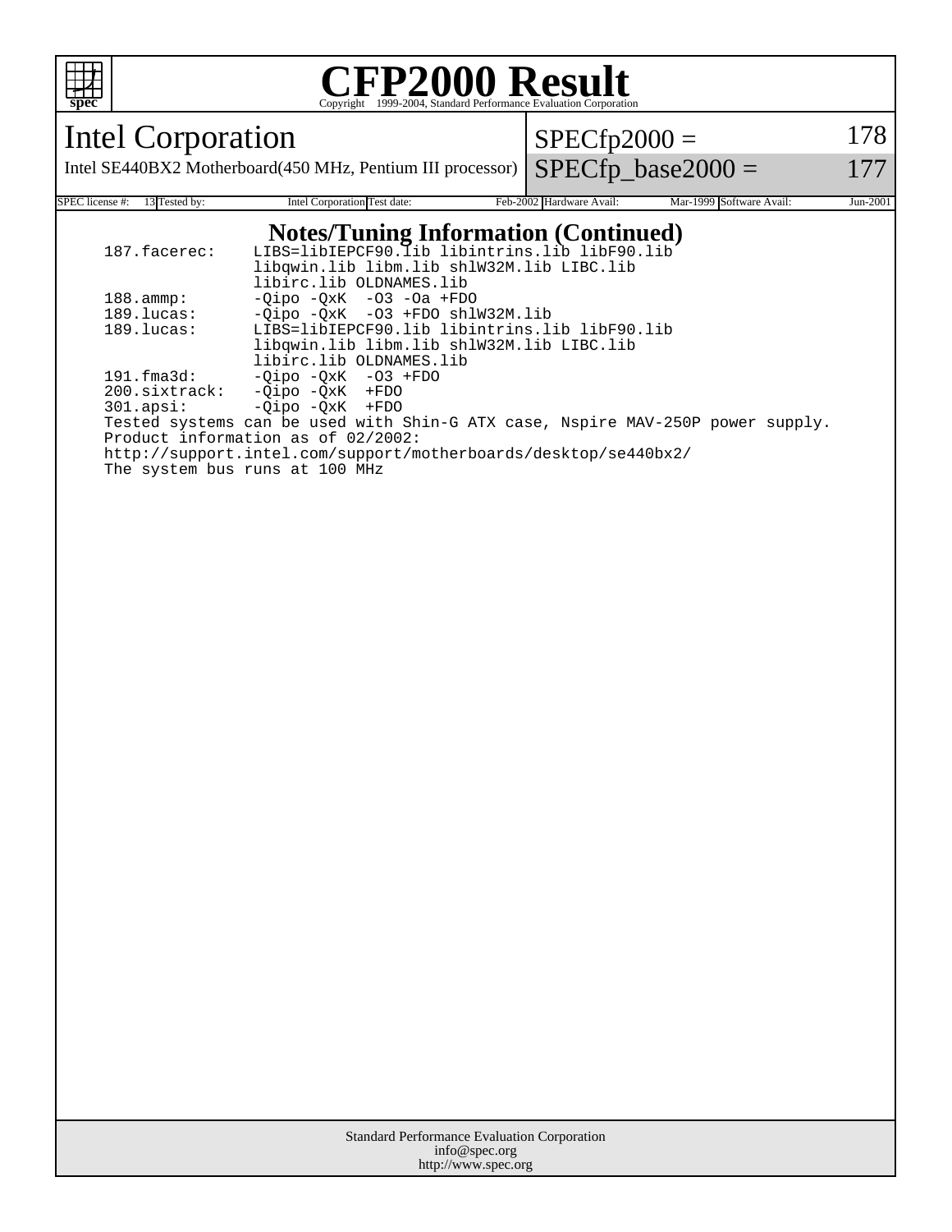# CFP2000 Result

Copyright 1999-2004, Standard Performance Evaluation Corporation

## Intel Corporation

Intel SE440BX2 Motherboard(450 MHz, Pentium III processor)

SPECfp2000 = 178

SPECfp_base2000 = 177

| SPEC license #: | 13 | Tested by: | Intel Corporation | Test date: | Feb-2002 | Hardware Avail: | Mar-1999 | Software Avail: | Jun-2001 |
|---|---|---|---|---|---|---|---|---|---|

### Notes/Tuning Information (Continued)

```
187.facerec:    LIBS=libIEPCF90.lib libintrins.lib libF90.lib
                libqwin.lib libm.lib shlW32M.lib LIBC.lib
                libirc.lib OLDNAMES.lib
188.ammp:       -Qipo -QxK  -O3 -Oa +FDO
189.lucas:      -Qipo -QxK  -O3 +FDO shlW32M.lib
189.lucas:      LIBS=libIEPCF90.lib libintrins.lib libF90.lib
                libqwin.lib libm.lib shlW32M.lib LIBC.lib
                libirc.lib OLDNAMES.lib
191.fma3d:      -Qipo -QxK  -O3 +FDO
200.sixtrack:   -Qipo -QxK  +FDO
301.apsi:       -Qipo -QxK  +FDO
Tested systems can be used with Shin-G ATX case, Nspire MAV-250P power supply.
Product information as of 02/2002:
http://support.intel.com/support/motherboards/desktop/se440bx2/
The system bus runs at 100 MHz
```

Standard Performance Evaluation Corporation
info@spec.org
http://www.spec.org